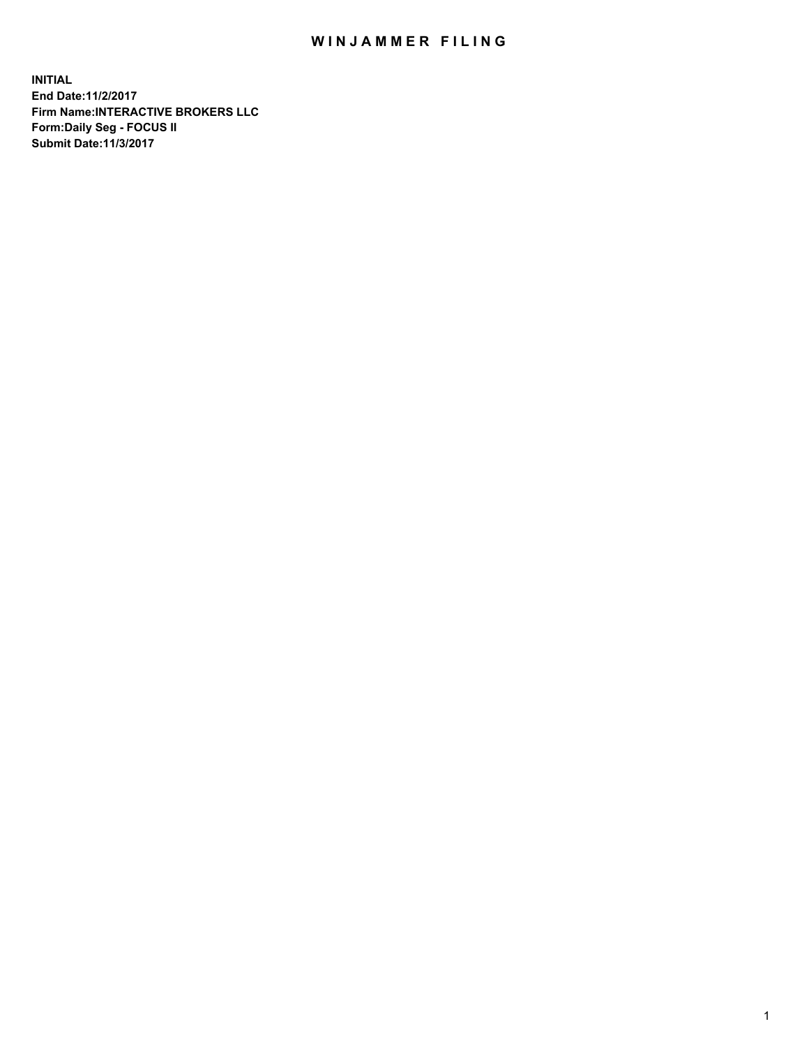# WINJAMMER FILING

**INITIAL**
**End Date:11/2/2017**
**Firm Name:INTERACTIVE BROKERS LLC**
**Form:Daily Seg - FOCUS II**
**Submit Date:11/3/2017**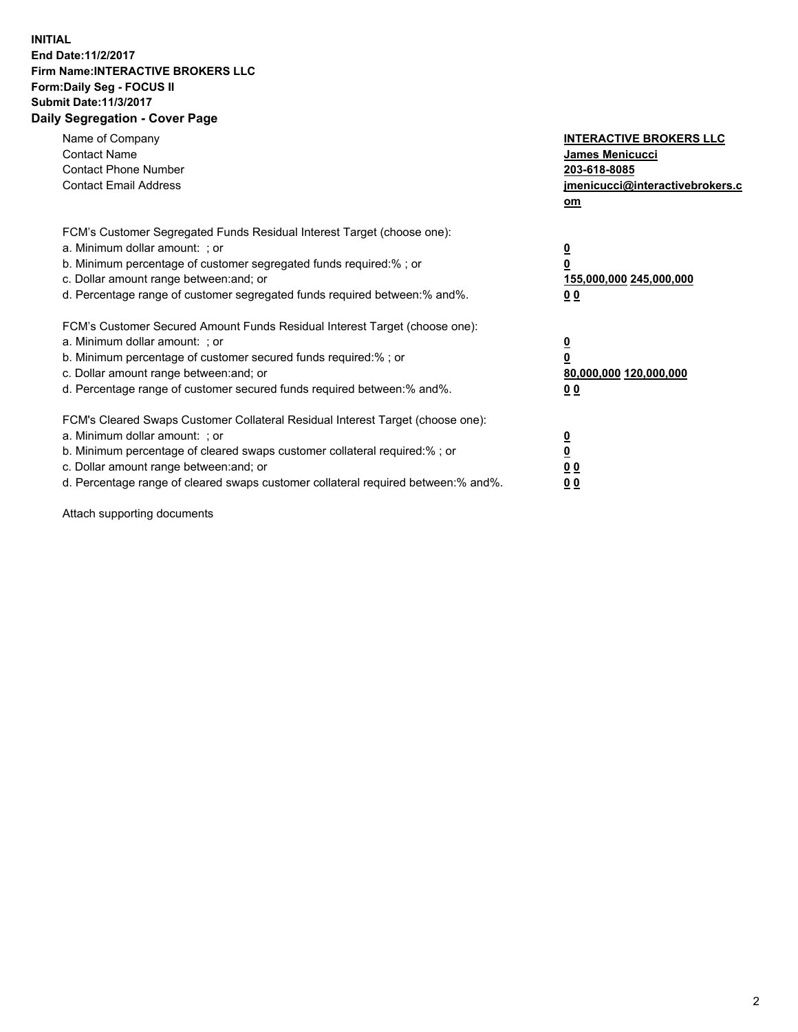**INITIAL**
**End Date:11/2/2017**
**Firm Name:INTERACTIVE BROKERS LLC**
**Form:Daily Seg - FOCUS II**
**Submit Date:11/3/2017**
**Daily Segregation - Cover Page**

| | |
|---|---|
| Name of Company | **INTERACTIVE BROKERS LLC** |
| Contact Name | **James Menicucci** |
| Contact Phone Number | **203-618-8085** |
| Contact Email Address | **jmenicucci@interactivebrokers.com** |

FCM's Customer Segregated Funds Residual Interest Target (choose one):

| | |
|---|---|
| a. Minimum dollar amount: ; or | **0** |
| b. Minimum percentage of customer segregated funds required:% ; or | **0** |
| c. Dollar amount range between:and; or | **155,000,000 245,000,000** |
| d. Percentage range of customer segregated funds required between:% and%. | **0 0** |

FCM's Customer Secured Amount Funds Residual Interest Target (choose one):

| | |
|---|---|
| a. Minimum dollar amount: ; or | **0** |
| b. Minimum percentage of customer secured funds required:% ; or | **0** |
| c. Dollar amount range between:and; or | **80,000,000 120,000,000** |
| d. Percentage range of customer secured funds required between:% and%. | **0 0** |

FCM's Cleared Swaps Customer Collateral Residual Interest Target (choose one):

| | |
|---|---|
| a. Minimum dollar amount: ; or | **0** |
| b. Minimum percentage of cleared swaps customer collateral required:% ; or | **0** |
| c. Dollar amount range between:and; or | **0 0** |
| d. Percentage range of cleared swaps customer collateral required between:% and%. | **0 0** |

Attach supporting documents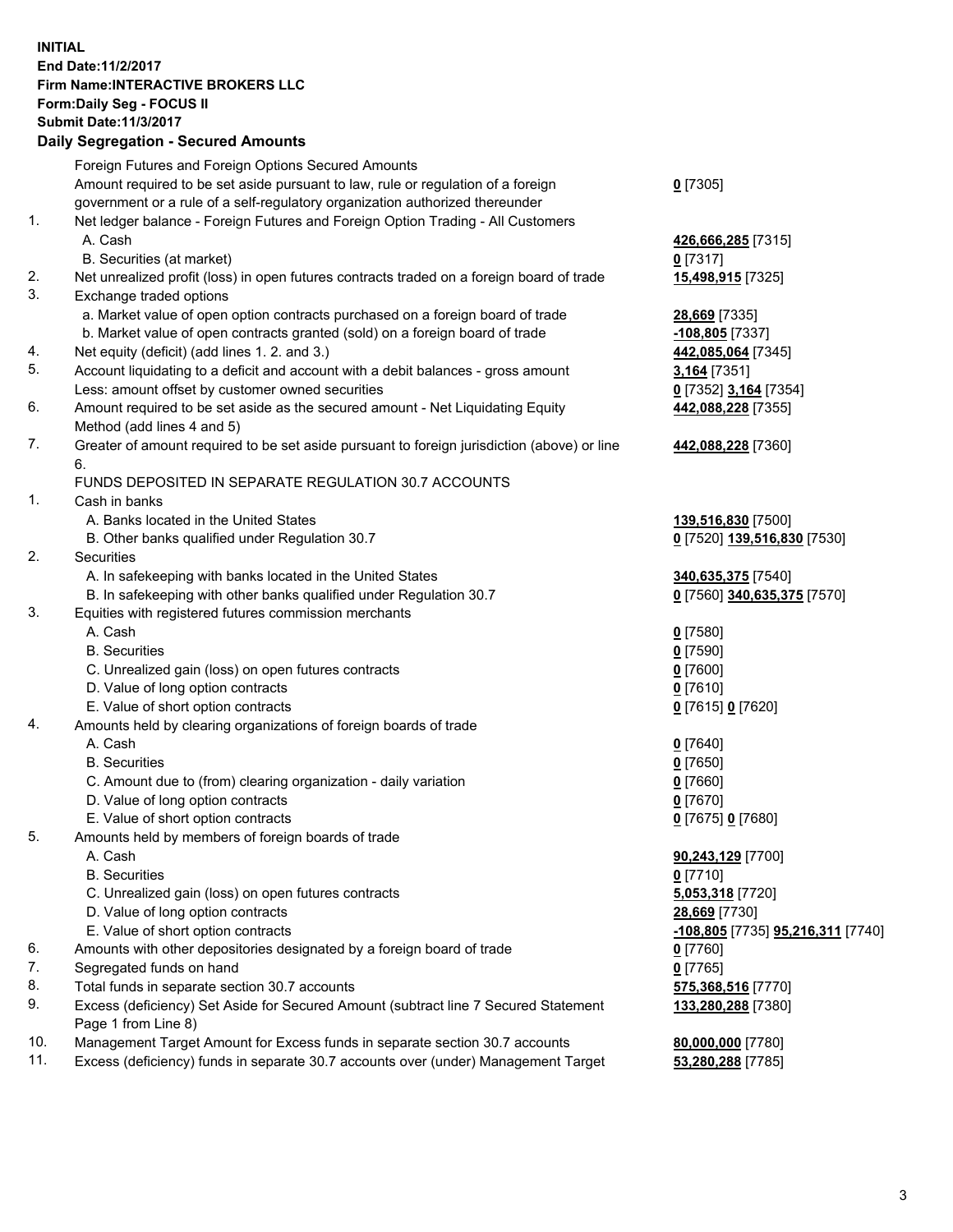**INITIAL**
**End Date:11/2/2017**
**Firm Name:INTERACTIVE BROKERS LLC**
**Form:Daily Seg - FOCUS II**
**Submit Date:11/3/2017**
**Daily Segregation - Secured Amounts**

| | | |
|---|---|---|
| | Foreign Futures and Foreign Options Secured Amounts | |
| | Amount required to be set aside pursuant to law, rule or regulation of a foreign government or a rule of a self-regulatory organization authorized thereunder | **0** [7305] |
| 1. | Net ledger balance - Foreign Futures and Foreign Option Trading - All Customers | |
| | A. Cash | **426,666,285** [7315] |
| | B. Securities (at market) | **0** [7317] |
| 2. | Net unrealized profit (loss) in open futures contracts traded on a foreign board of trade | **15,498,915** [7325] |
| 3. | Exchange traded options | |
| | a. Market value of open option contracts purchased on a foreign board of trade | **28,669** [7335] |
| | b. Market value of open contracts granted (sold) on a foreign board of trade | **-108,805** [7337] |
| 4. | Net equity (deficit) (add lines 1. 2. and 3.) | **442,085,064** [7345] |
| 5. | Account liquidating to a deficit and account with a debit balances - gross amount | **3,164** [7351] |
| | Less: amount offset by customer owned securities | **0** [7352] **3,164** [7354] |
| 6. | Amount required to be set aside as the secured amount - Net Liquidating Equity Method (add lines 4 and 5) | **442,088,228** [7355] |
| 7. | Greater of amount required to be set aside pursuant to foreign jurisdiction (above) or line 6. | **442,088,228** [7360] |
| | FUNDS DEPOSITED IN SEPARATE REGULATION 30.7 ACCOUNTS | |
| 1. | Cash in banks | |
| | A. Banks located in the United States | **139,516,830** [7500] |
| | B. Other banks qualified under Regulation 30.7 | **0** [7520] **139,516,830** [7530] |
| 2. | Securities | |
| | A. In safekeeping with banks located in the United States | **340,635,375** [7540] |
| | B. In safekeeping with other banks qualified under Regulation 30.7 | **0** [7560] **340,635,375** [7570] |
| 3. | Equities with registered futures commission merchants | |
| | A. Cash | **0** [7580] |
| | B. Securities | **0** [7590] |
| | C. Unrealized gain (loss) on open futures contracts | **0** [7600] |
| | D. Value of long option contracts | **0** [7610] |
| | E. Value of short option contracts | **0** [7615] **0** [7620] |
| 4. | Amounts held by clearing organizations of foreign boards of trade | |
| | A. Cash | **0** [7640] |
| | B. Securities | **0** [7650] |
| | C. Amount due to (from) clearing organization - daily variation | **0** [7660] |
| | D. Value of long option contracts | **0** [7670] |
| | E. Value of short option contracts | **0** [7675] **0** [7680] |
| 5. | Amounts held by members of foreign boards of trade | |
| | A. Cash | **90,243,129** [7700] |
| | B. Securities | **0** [7710] |
| | C. Unrealized gain (loss) on open futures contracts | **5,053,318** [7720] |
| | D. Value of long option contracts | **28,669** [7730] |
| | E. Value of short option contracts | **-108,805** [7735] **95,216,311** [7740] |
| 6. | Amounts with other depositories designated by a foreign board of trade | **0** [7760] |
| 7. | Segregated funds on hand | **0** [7765] |
| 8. | Total funds in separate section 30.7 accounts | **575,368,516** [7770] |
| 9. | Excess (deficiency) Set Aside for Secured Amount (subtract line 7 Secured Statement Page 1 from Line 8) | **133,280,288** [7380] |
| 10. | Management Target Amount for Excess funds in separate section 30.7 accounts | **80,000,000** [7780] |
| 11. | Excess (deficiency) funds in separate 30.7 accounts over (under) Management Target | **53,280,288** [7785] |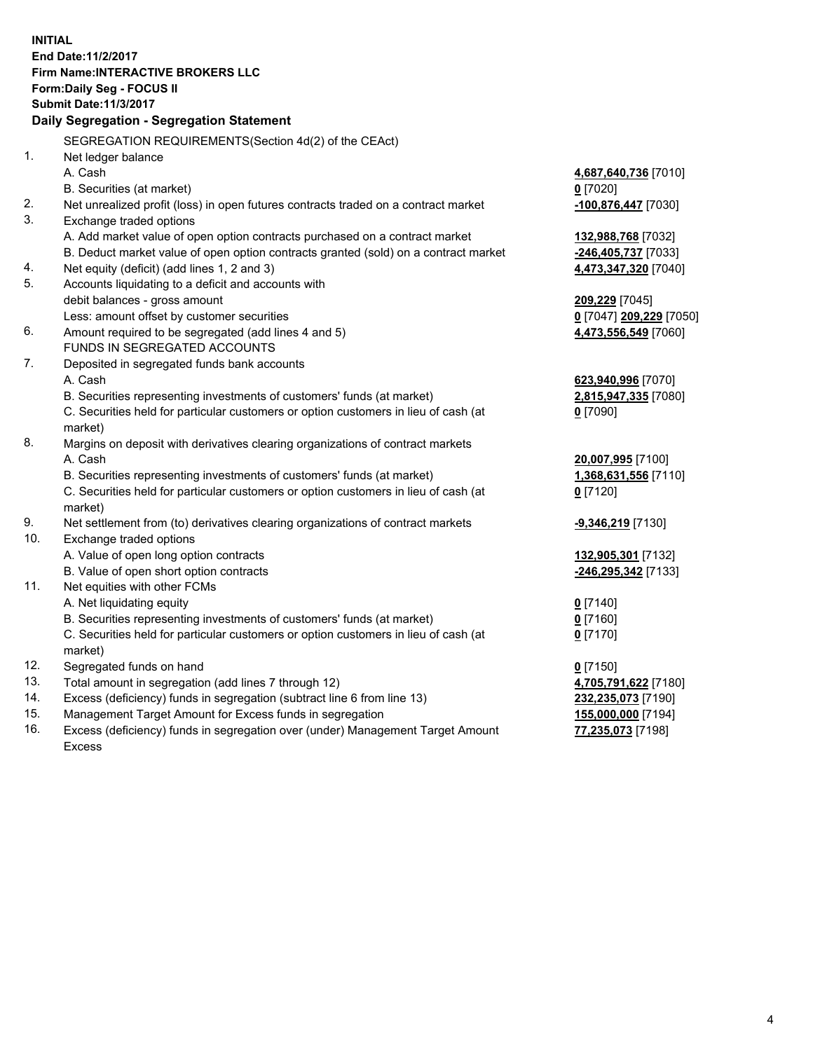**INITIAL**
**End Date:11/2/2017**
**Firm Name:INTERACTIVE BROKERS LLC**
**Form:Daily Seg - FOCUS II**
**Submit Date:11/3/2017**

**Daily Segregation - Segregation Statement**

| | | |
|---|---|---|
| | SEGREGATION REQUIREMENTS(Section 4d(2) of the CEAct) | |
| 1. | Net ledger balance | |
| | A. Cash | **4,687,640,736** [7010] |
| | B. Securities (at market) | **0** [7020] |
| 2. | Net unrealized profit (loss) in open futures contracts traded on a contract market | **-100,876,447** [7030] |
| 3. | Exchange traded options | |
| | A. Add market value of open option contracts purchased on a contract market | **132,988,768** [7032] |
| | B. Deduct market value of open option contracts granted (sold) on a contract market | **-246,405,737** [7033] |
| 4. | Net equity (deficit) (add lines 1, 2 and 3) | **4,473,347,320** [7040] |
| 5. | Accounts liquidating to a deficit and accounts with debit balances - gross amount | **209,229** [7045] |
| | Less: amount offset by customer securities | **0** [7047] **209,229** [7050] |
| 6. | Amount required to be segregated (add lines 4 and 5) | **4,473,556,549** [7060] |
| | FUNDS IN SEGREGATED ACCOUNTS | |
| 7. | Deposited in segregated funds bank accounts | |
| | A. Cash | **623,940,996** [7070] |
| | B. Securities representing investments of customers' funds (at market) | **2,815,947,335** [7080] |
| | C. Securities held for particular customers or option customers in lieu of cash (at market) | **0** [7090] |
| 8. | Margins on deposit with derivatives clearing organizations of contract markets | |
| | A. Cash | **20,007,995** [7100] |
| | B. Securities representing investments of customers' funds (at market) | **1,368,631,556** [7110] |
| | C. Securities held for particular customers or option customers in lieu of cash (at market) | **0** [7120] |
| 9. | Net settlement from (to) derivatives clearing organizations of contract markets | **-9,346,219** [7130] |
| 10. | Exchange traded options | |
| | A. Value of open long option contracts | **132,905,301** [7132] |
| | B. Value of open short option contracts | **-246,295,342** [7133] |
| 11. | Net equities with other FCMs | |
| | A. Net liquidating equity | **0** [7140] |
| | B. Securities representing investments of customers' funds (at market) | **0** [7160] |
| | C. Securities held for particular customers or option customers in lieu of cash (at market) | **0** [7170] |
| 12. | Segregated funds on hand | **0** [7150] |
| 13. | Total amount in segregation (add lines 7 through 12) | **4,705,791,622** [7180] |
| 14. | Excess (deficiency) funds in segregation (subtract line 6 from line 13) | **232,235,073** [7190] |
| 15. | Management Target Amount for Excess funds in segregation | **155,000,000** [7194] |
| 16. | Excess (deficiency) funds in segregation over (under) Management Target Amount Excess | **77,235,073** [7198] |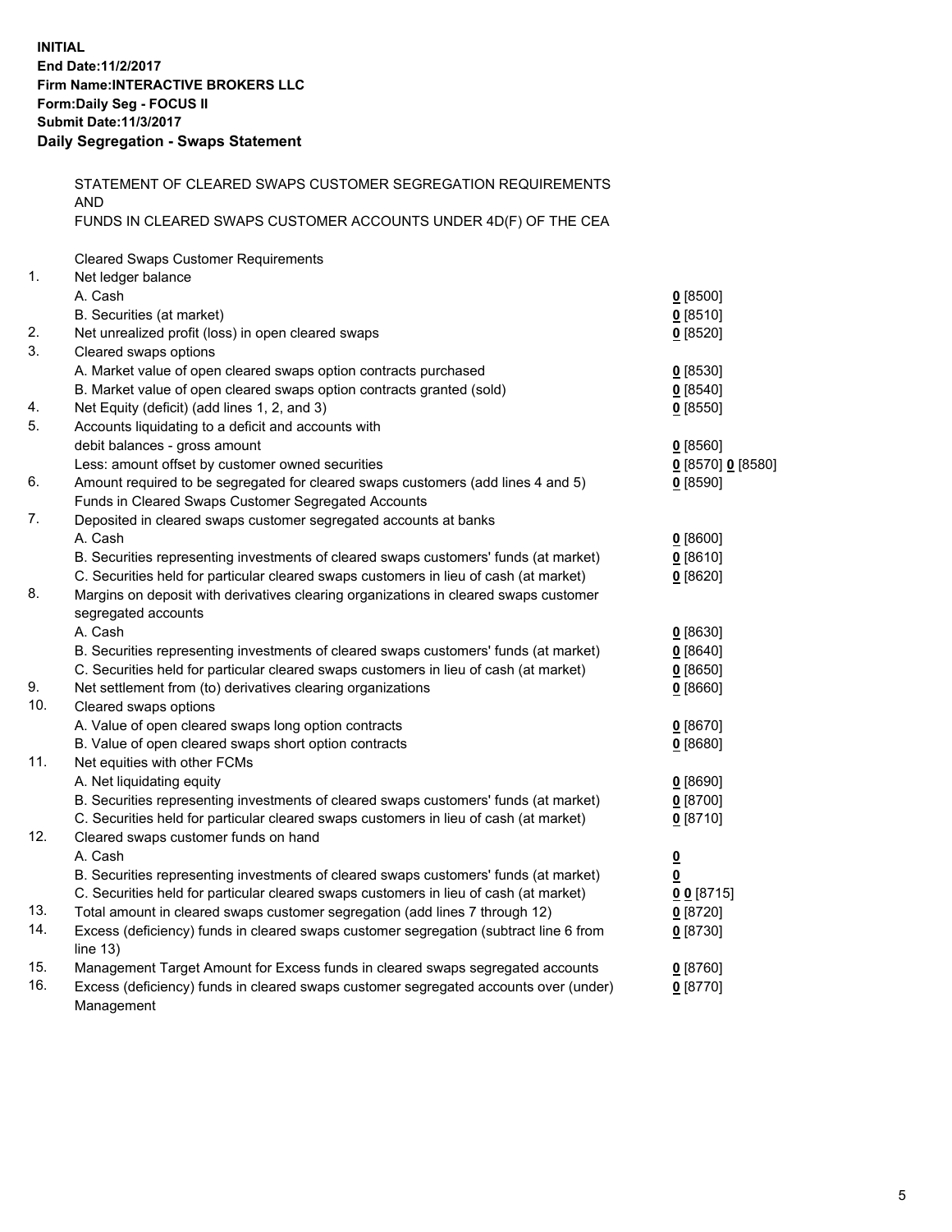**INITIAL**
**End Date:11/2/2017**
**Firm Name:INTERACTIVE BROKERS LLC**
**Form:Daily Seg - FOCUS II**
**Submit Date:11/3/2017**
**Daily Segregation - Swaps Statement**

STATEMENT OF CLEARED SWAPS CUSTOMER SEGREGATION REQUIREMENTS AND FUNDS IN CLEARED SWAPS CUSTOMER ACCOUNTS UNDER 4D(F) OF THE CEA

| | | |
|---|---|---|
| | Cleared Swaps Customer Requirements | |
| 1. | Net ledger balance | |
| | A. Cash | 0 [8500] |
| | B. Securities (at market) | 0 [8510] |
| 2. | Net unrealized profit (loss) in open cleared swaps | 0 [8520] |
| 3. | Cleared swaps options | |
| | A. Market value of open cleared swaps option contracts purchased | 0 [8530] |
| | B. Market value of open cleared swaps option contracts granted (sold) | 0 [8540] |
| 4. | Net Equity (deficit) (add lines 1, 2, and 3) | 0 [8550] |
| 5. | Accounts liquidating to a deficit and accounts with | |
| | debit balances - gross amount | 0 [8560] |
| | Less: amount offset by customer owned securities | 0 [8570] 0 [8580] |
| 6. | Amount required to be segregated for cleared swaps customers (add lines 4 and 5) | 0 [8590] |
| | Funds in Cleared Swaps Customer Segregated Accounts | |
| 7. | Deposited in cleared swaps customer segregated accounts at banks | |
| | A. Cash | 0 [8600] |
| | B. Securities representing investments of cleared swaps customers' funds (at market) | 0 [8610] |
| | C. Securities held for particular cleared swaps customers in lieu of cash (at market) | 0 [8620] |
| 8. | Margins on deposit with derivatives clearing organizations in cleared swaps customer segregated accounts | |
| | A. Cash | 0 [8630] |
| | B. Securities representing investments of cleared swaps customers' funds (at market) | 0 [8640] |
| | C. Securities held for particular cleared swaps customers in lieu of cash (at market) | 0 [8650] |
| 9. | Net settlement from (to) derivatives clearing organizations | 0 [8660] |
| 10. | Cleared swaps options | |
| | A. Value of open cleared swaps long option contracts | 0 [8670] |
| | B. Value of open cleared swaps short option contracts | 0 [8680] |
| 11. | Net equities with other FCMs | |
| | A. Net liquidating equity | 0 [8690] |
| | B. Securities representing investments of cleared swaps customers' funds (at market) | 0 [8700] |
| | C. Securities held for particular cleared swaps customers in lieu of cash (at market) | 0 [8710] |
| 12. | Cleared swaps customer funds on hand | |
| | A. Cash | 0 |
| | B. Securities representing investments of cleared swaps customers' funds (at market) | 0 |
| | C. Securities held for particular cleared swaps customers in lieu of cash (at market) | 0 0 [8715] |
| 13. | Total amount in cleared swaps customer segregation (add lines 7 through 12) | 0 [8720] |
| 14. | Excess (deficiency) funds in cleared swaps customer segregation (subtract line 6 from line 13) | 0 [8730] |
| 15. | Management Target Amount for Excess funds in cleared swaps segregated accounts | 0 [8760] |
| 16. | Excess (deficiency) funds in cleared swaps customer segregated accounts over (under) Management | 0 [8770] |